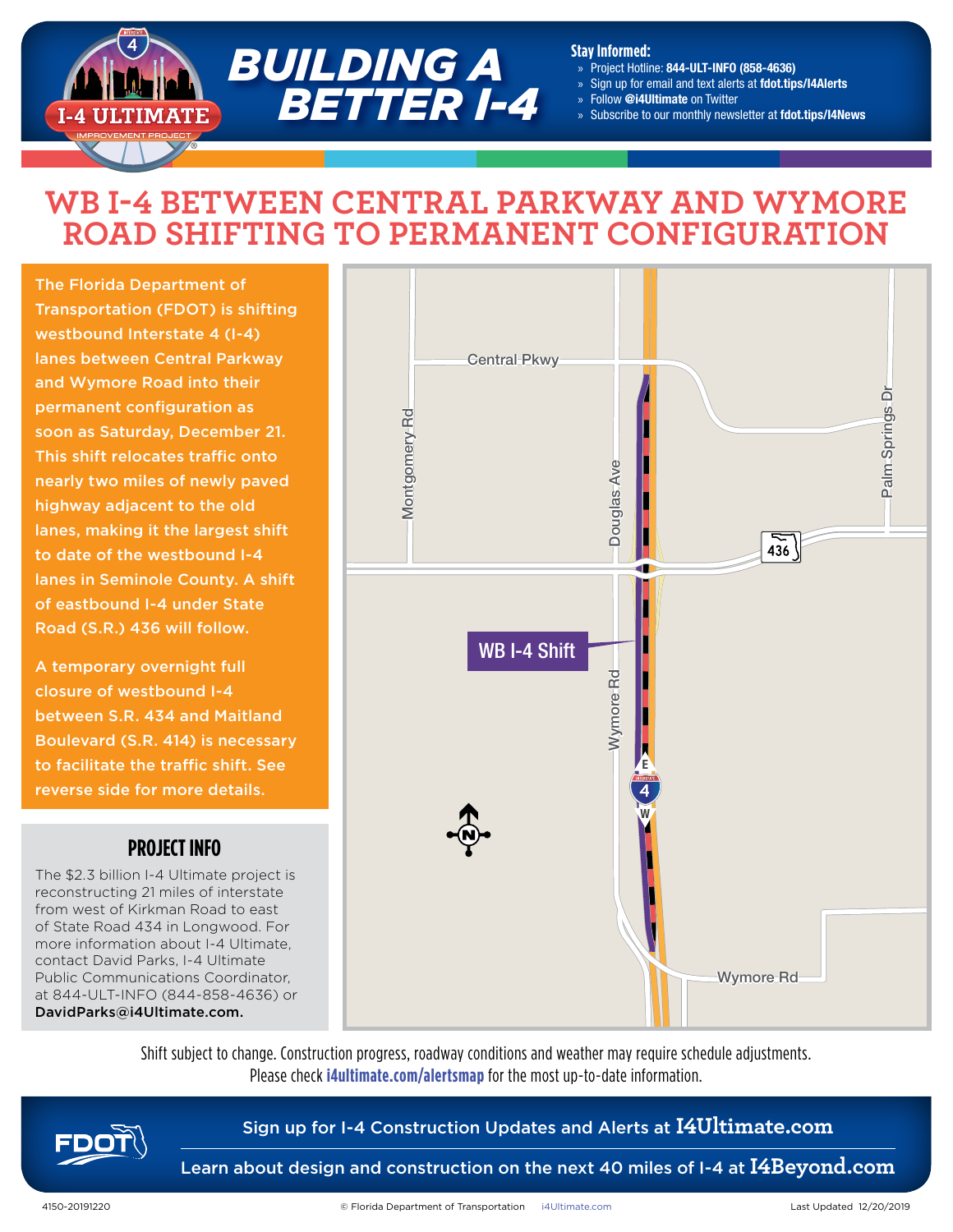# BUILDING A BETTER I-4

**Stay Informed:**

- Project Hotline: **844-ULT-INFO (858-4636)**
- Sign up for email and text alerts at **fdot.tips/I4Alerts**
- Follow **@i4Ultimate** on Twitter
- Subscribe to our monthly newsletter at **fdot.tips/I4News**

## WB I-4 BETWEEN CENTRAL PARKWAY AND WYMORE ROAD SHIFTING TO PERMANENT CONFIGURATION

The Florida Department of Transportation (FDOT) is shifting westbound Interstate 4 (I-4) lanes between Central Parkway and Wymore Road into their permanent configuration as soon as Saturday, December 21. This shift relocates traffic onto nearly two miles of newly paved highway adjacent to the old lanes, making it the largest shift to date of the westbound I-4 lanes in Seminole County. A shift of eastbound I-4 under State Road (S.R.) 436 will follow.

A temporary overnight full closure of westbound I-4 between S.R. 434 and Maitland Boulevard (S.R. 414) is necessary to facilitate the traffic shift. See reverse side for more details.

### PROJECT INFO

The $2.3 billion I-4 Ultimate project is reconstructing 21 miles of interstate from west of Kirkman Road to east of State Road 434 in Longwood. For more information about I-4 Ultimate, contact David Parks, I-4 Ultimate Public Communications Coordinator, at 844-ULT-INFO (844-858-4636) or **DavidParks@i4Ultimate.com.**

Central Pkwy · Montgomery Rd · Douglas Ave · Palm Springs Dr · 436 · WB I-4 Shift · Wymore Rd · Wymore Rd

Shift subject to change. Construction progress, roadway conditions and weather may require schedule adjustments. Please check **i4ultimate.com/alertsmap** for the most up-to-date information.

Sign up for I-4 Construction Updates and Alerts at **I4Ultimate.com**

Learn about design and construction on the next 40 miles of I-4 at **I4Beyond.com**

4150-20191220 © Florida Department of Transportation i4Ultimate.com Last Updated 12/20/2019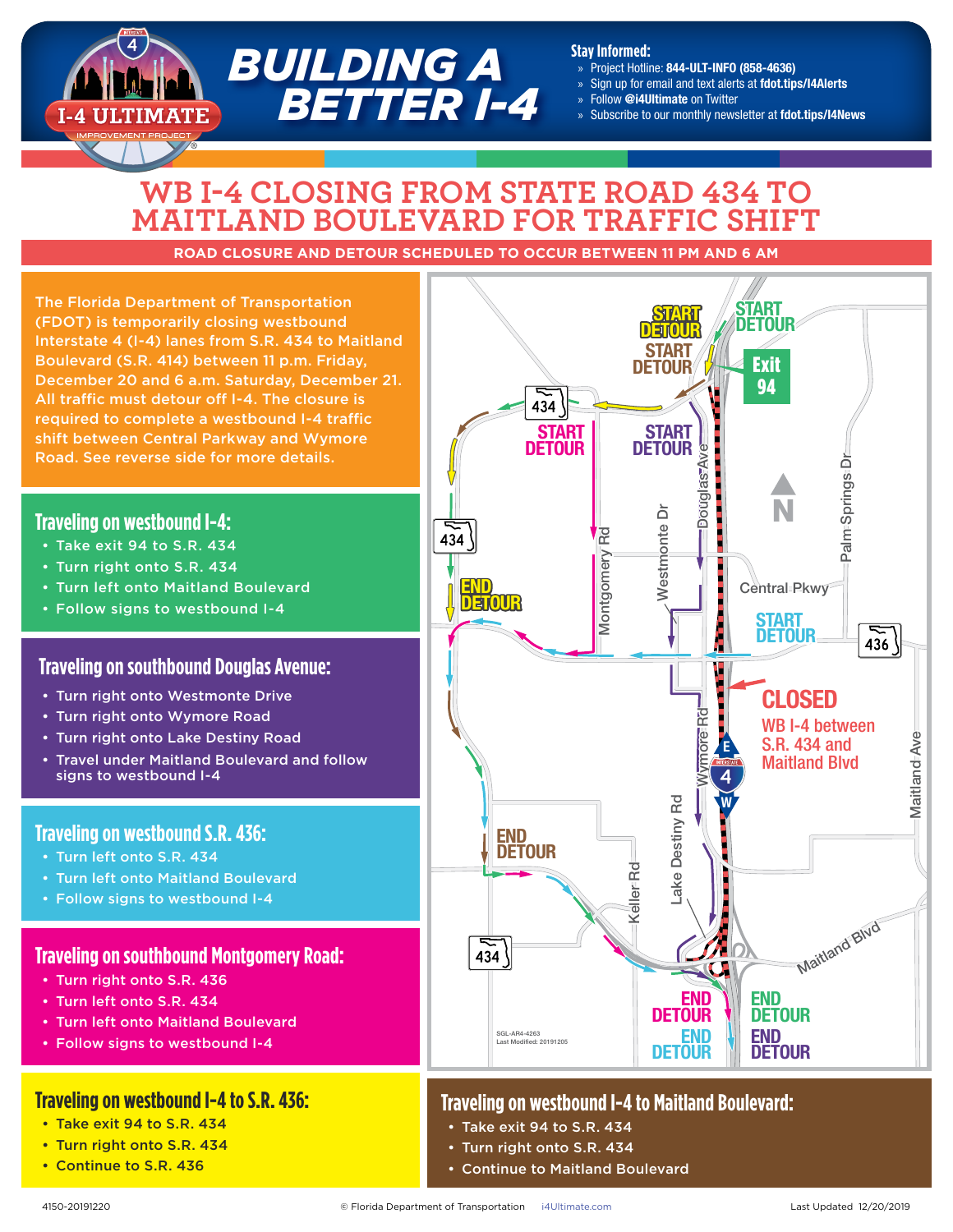# BUILDING A BETTER I-4

I-4 ULTIMATE IMPROVEMENT PROJECT

**Stay Informed:**

- Project Hotline: **844-ULT-INFO (858-4636)**
- Sign up for email and text alerts at **fdot.tips/I4Alerts**
- Follow **@i4Ultimate** on Twitter
- Subscribe to our monthly newsletter at **fdot.tips/I4News**

# WB I-4 CLOSING FROM STATE ROAD 434 TO MAITLAND BOULEVARD FOR TRAFFIC SHIFT

**ROAD CLOSURE AND DETOUR SCHEDULED TO OCCUR BETWEEN 11 PM AND 6 AM**

The Florida Department of Transportation (FDOT) is temporarily closing westbound Interstate 4 (I-4) lanes from S.R. 434 to Maitland Boulevard (S.R. 414) between 11 p.m. Friday, December 20 and 6 a.m. Saturday, December 21. All traffic must detour off I-4. The closure is required to complete a westbound I-4 traffic shift between Central Parkway and Wymore Road. See reverse side for more details.

## Traveling on westbound I-4:

- Take exit 94 to S.R. 434
- Turn right onto S.R. 434
- Turn left onto Maitland Boulevard
- Follow signs to westbound I-4

## Traveling on southbound Douglas Avenue:

- Turn right onto Westmonte Drive
- Turn right onto Wymore Road
- Turn right onto Lake Destiny Road
- Travel under Maitland Boulevard and follow signs to westbound I-4

## Traveling on westbound S.R. 436:

- Turn left onto S.R. 434
- Turn left onto Maitland Boulevard
- Follow signs to westbound I-4

## Traveling on southbound Montgomery Road:

- Turn right onto S.R. 436
- Turn left onto S.R. 434
- Turn left onto Maitland Boulevard
- Follow signs to westbound I-4

## Traveling on westbound I-4 to S.R. 436:

- Take exit 94 to S.R. 434
- Turn right onto S.R. 434
- Continue to S.R. 436

START DETOUR
START DETOUR
START DETOUR
START DETOUR
START DETOUR
START DETOUR
Exit 94
434
434
434
436
END DETOUR
END DETOUR
END DETOUR
END DETOUR
END DETOUR
END DETOUR
N
Montgomery Rd
Westmonte Dr
Douglas Ave
Palm Springs Dr
Central Pkwy
Wymore Rd
Lake Destiny Rd
Keller Rd
Maitland Ave
Maitland Blvd
E
4
W
**CLOSED**
WB I-4 between S.R. 434 and Maitland Blvd
SGL-AR4-4263
Last Modified: 20191205

## Traveling on westbound I-4 to Maitland Boulevard:

- Take exit 94 to S.R. 434
- Turn right onto S.R. 434
- Continue to Maitland Boulevard

4150-20191220 © Florida Department of Transportation i4Ultimate.com Last Updated 12/20/2019